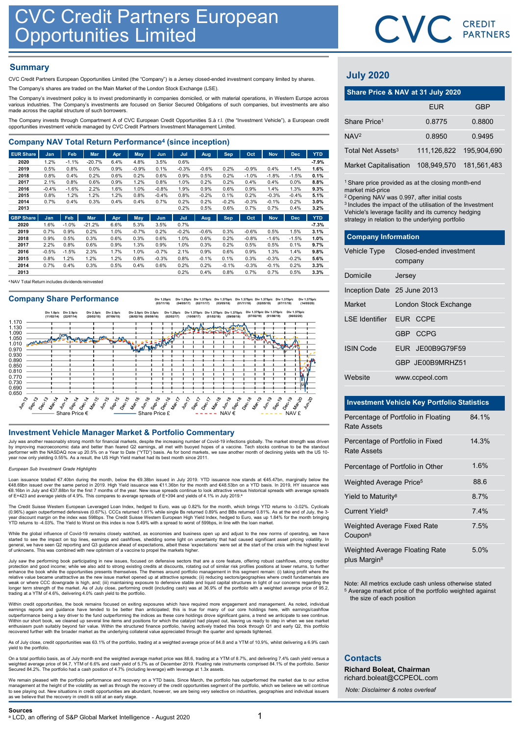# CVC Credit Partners European Opportunities Limited

## Summary

CVC Credit Partners European Opportunities Limited (the "Company") is a Jersey closed-ended investment company limited by shares.

The Company's shares are traded on the Main Market of the London Stock Exchange (LSE).

The Company's investment policy is to invest predominantly in companies domiciled, or with material operations, in Western Europe across various industries. The Company's investments are focused on Senior Secured Obligations of such companies, but investments are also made across the capital structure of such borrowers.

The Company invests through Compartment A of CVC European Credit Opportunities S.à r.l. (the "Investment Vehicle"), a European credit opportunities investment vehicle managed by CVC Credit Partners Investment Management Limited.

## Company NAV Total Return Performance[4] (since inception)

| EUR Share | Jan | Feb | Mar | Apr | May | Jun | Jul | Aug | Sep | Oct | Nov | Dec | YTD |
|---|---|---|---|---|---|---|---|---|---|---|---|---|---|
| 2020 | 1.2% | -1.1% | -20.7% | 6.4% | 4.8% | 3.5% | 0.6% | | | | | | -7.9% |
| 2019 | 0.5% | 0.8% | 0.0% | 0.9% | -0.9% | 0.1% | -0.3% | -0.6% | 0.2% | -0.9% | 0.4% | 1.4% | 1.6% |
| 2018 | 0.8% | 0.4% | 0.2% | 0.6% | 0.2% | 0.6% | 0.9% | 0.5% | 0.2% | -1.0% | -1.8% | -1.5% | 0.1% |
| 2017 | 2.1% | 0.8% | 0.6% | 0.9% | 1.2% | 0.8% | 1.0% | 0.2% | 0.2% | 0.4% | 0.4% | 0.0% | 8.8% |
| 2016 | -0.4% | -1.6% | 2.2% | 1.6% | 1.0% | -0.8% | 1.9% | 0.9% | 0.6% | 0.9% | 1.4% | 1.3% | 9.3% |
| 2015 | 0.8% | 1.2% | 1.2% | 1.2% | 0.8% | -0.4% | 0.8% | -0.2% | 0.1% | 0.2% | -0.3% | -0.4% | 5.1% |
| 2014 | 0.7% | 0.4% | 0.3% | 0.4% | 0.4% | 0.7% | 0.2% | 0.2% | -0.2% | -0.3% | -0.1% | 0.2% | 3.0% |
| 2013 | | | | | | | 0.2% | 0.5% | 0.6% | 0.7% | 0.7% | 0.4% | 3.2% |

| GBP Share | Jan | Feb | Mar | Apr | May | Jun | Jul | Aug | Sep | Oct | Nov | Dec | YTD |
|---|---|---|---|---|---|---|---|---|---|---|---|---|---|
| 2020 | 1.6% | -1.0% | -21.2% | 6.6% | 5.3% | 3.5% | 0.7% | | | | | | -7.3% |
| 2019 | 0.7% | 0.9% | 0.2% | 1.0% | -0.7% | 0.2% | -0.2% | -0.6% | 0.3% | -0.6% | 0.5% | 1.5% | 3.1% |
| 2018 | 0.9% | 0.5% | 0.3% | 0.6% | 0.3% | 0.6% | 1.0% | 0.6% | 0.2% | -0.8% | -1.6% | -1.5% | 1.0% |
| 2017 | 2.2% | 0.8% | 0.6% | 0.9% | 1.3% | 0.9% | 1.0% | 0.3% | 0.2% | 0.5% | 0.5% | 0.1% | 9.7% |
| 2016 | -0.5% | -1.5% | 2.3% | 1.7% | 1.0% | -0.7% | 2.1% | 0.9% | 0.6% | 0.9% | 1.3% | 1.4% | 9.8% |
| 2015 | 0.8% | 1.2% | 1.2% | 1.2% | 0.8% | -0.3% | 0.8% | -0.1% | 0.1% | 0.3% | -0.3% | -0.2% | 5.6% |
| 2014 | 0.7% | 0.4% | 0.3% | 0.5% | 0.4% | 0.6% | 0.2% | 0.2% | -0.1% | -0.3% | -0.1% | 0.2% | 3.3% |
| 2013 | | | | | | | 0.2% | 0.4% | 0.8% | 0.7% | 0.7% | 0.5% | 3.3% |

[4] NAV Total Return includes dividends reinvested

## Company Share Performance

Div 1.0p/c (11/02/14), Div 2.5p/c (22/07/14), Div 2.5p/c (20/02/15), Div 2.5p/c (07/08/15), Div 2.5p/c (26/02/16), Div 2.5p/c (05/08/16), Div 1.25p/c (03/11/16), Div 1.25p/c (02/02/17), Div 1.25p/c (04/05/17), Div 1.375p/c (10/08/17), Div 1.375p/c (02/11/17), Div 1.375p/c (01/02/18), Div 1.375p/c (03/05/18), Div 1.375p/c (09/08/18), Div 1.375p/c (01/11/18), Div 1.375p/c (07/02/19), Div 1.375p/c (02/05/19), Div 1.375p/c (01/08/19), Div 1.375p/c (07/11/19), Div 1.375p/c (06/02/20), Div 1.375p/c (14/05/20)

Share Price € — Share Price £ — NAV € — NAV £

## Investment Vehicle Manager Market & Portfolio Commentary

July was another reasonably strong month for financial markets, despite the increasing number of Covid-19 infections globally. The market strength was driven by improving macroeconomic data and better than feared Q2 earnings, all met with buoyed hopes of a vaccine. Tech stocks continue to be the standout performer with the NASDAQ now up 20.5% on a Year to Date ("YTD") basis. As for bond markets, we saw another month of declining yields with the US 10-year now only yielding 0.55%. As a result, the US High Yield market had its best month since 2011.

*European Sub Investment Grade Highlights*

Loan issuance totalled €7.40bn during the month, below the €9.38bn issued in July 2019. YTD issuance now stands at €45.47bn, marginally below the €48.69bn issued over the same period in 2019. High Yield issuance was €11.36bn for the month and €48.53bn on a YTD basis. In 2019, HY issuance was €8.16bn in July and €37.88bn for the first 7 months of the year. New issue spreads continue to look attractive versus historical spreads with average spreads of E+423 and average yields of 4.9%. This compares to average spreads of E+394 and yields of 4.1% in July 2019.[a]

The Credit Suisse Western European Leveraged Loan Index, hedged to Euro, was up 0.82% for the month, which brings YTD returns to -3.02%. Cyclicals (0.96%) again outperformed defensives (0.67%). CCCs returned 1.61% while single Bs returned 0.89% and BBs returned 0.81%. As at the end of July, the 3-year discount margin on the index was 598bps. The Credit Suisse Western European High Yield Index, hedged to Euro, was up 1.84% for the month bringing YTD returns to -4.03%. The Yield to Worst on this index is now 5.49% with a spread to worst of 599bps, in line with the loan market.

While the global influence of Covid-19 remains closely watched, as economies and business open up and adjust to the new norms of operating, we have started to see the impact on top lines, earnings and cashflows, shedding some light on uncertainty that had caused significant asset pricing volatility. In general, we have seen Q2 reporting and Q3 guidance ahead of expectations, albeit these 'expectations' were set at the start of the crisis with the highest level of unknowns. This was combined with new optimism of a vaccine to propel the markets higher.

July saw the performing book participating in new issues, focused on defensive sectors that are a core feature, offering robust cashflows, strong creditor protection and good income; while we also add to strong existing credits at discounts, rotating out of similar risk profiles positions at lower returns, to further enhance the book while the opportunities presents themselves. The themes around portfolio management in this segment remain: (i) taking profit where the relative value became unattractive as the new issue market opened up at attractive spreads; (ii) reducing sectors/geographies where credit fundamentals are weak or where CCC downgrade is high, and; (iii) maintaining exposure to defensive stable and liquid capital structures in light of our concerns regarding the longer term strength of the market. As of July close, performing credit (including cash) was at 36.9% of the portfolio with a weighted average price of 95.2, trading at a YTM of 4.6%, delivering 4.0% cash yield to the portfolio.

Within credit opportunities, the book remains focused on exiting exposures which have required more engagement and management. As noted, individual earnings reports and guidance have tended to be better than anticipated; this is true for many of our core holdings here, with earnings/cashflow outperformance being a key driver to the fund outperforming the indices as these core holdings drove significant gains, a trend we anticipate to see continue. Within our short book, we cleaned up several line items and positions for which the catalyst had played out, leaving us ready to step in when we see market enthusiasm push suitably beyond fair value. Within the structured finance portfolio, having actively traded this book through Q1 and early Q2, this portfolio recovered further with the broader market as the underlying collateral value appreciated through the quarter and spreads tightened.

As of July close, credit opportunities was 63.1% of the portfolio, trading at a weighted average price of 84.8 and a YTM of 10.9%, whilst delivering a 6.9% cash yield to the portfolio.

On a total portfolio basis, as of July month end the weighted average market price was 88.6, trading at a YTM of 8.7%, and delivering 7.4% cash yield versus a weighted average price of 94.7, YTM of 6.6% and cash yield of 5.7% as of December 2019. Floating rate instruments comprised 84.1% of the portfolio. Senior Secured 84.2%. The portfolio had a cash position of 4.7% (including leverage) with leverage at 1.3x assets.

We remain pleased with the portfolio performance and recovery on a YTD basis. Since March, the portfolio has outperformed the market due to our active management at the height of the volatility as well as through the recovery of the credit opportunities segment of the portfolio, which we believe we will continue to see playing out. New situations in credit opportunities are abundant, however, we are being very selective on industries, geographies and individual issuers as we believe that the recovery in credit is still at an early stage.

## July 2020

### Share Price & NAV at 31 July 2020

| | EUR | GBP |
|---|---|---|
| Share Price[1] | 0.8775 | 0.8800 |
| NAV[2] | 0.8950 | 0.9495 |
| Total Net Assets[3] | 111,126,822 | 195,904,690 |
| Market Capitalisation | 108,949,570 | 181,561,483 |

[1] Share price provided as at the closing month-end market mid-price
[2] Opening NAV was 0.997, after initial costs
[3] Includes the impact of the utilisation of the Investment Vehicle's leverage facility and its currency hedging strategy in relation to the underlying portfolio

### Company Information

| | |
|---|---|
| Vehicle Type | Closed-ended investment company |
| Domicile | Jersey |
| Inception Date | 25 June 2013 |
| Market | London Stock Exchange |
| LSE Identifier | EUR CCPE |
| | GBP CCPG |
| ISIN Code | EUR JE00B9G79F59 |
| | GBP JE00B9MRHZ51 |
| Website | www.ccpeol.com |

### Investment Vehicle Key Portfolio Statistics

| | |
|---|---|
| Percentage of Portfolio in Floating Rate Assets | 84.1% |
| Percentage of Portfolio in Fixed Rate Assets | 14.3% |
| Percentage of Portfolio in Other | 1.6% |
| Weighted Average Price[5] | 88.6 |
| Yield to Maturity[8] | 8.7% |
| Current Yield[9] | 7.4% |
| Weighted Average Fixed Rate Coupon[8] | 7.5% |
| Weighted Average Floating Rate plus Margin[8] | 5.0% |

Note: All metrics exclude cash unless otherwise stated
[5] Average market price of the portfolio weighted against the size of each position

## Contacts

**Richard Boleat, Chairman**
richard.boleat@CCPEOL.com

*Note: Disclaimer & notes overleaf*

**Sources**
[a] LCD, an offering of S&P Global Market Intelligence - August 2020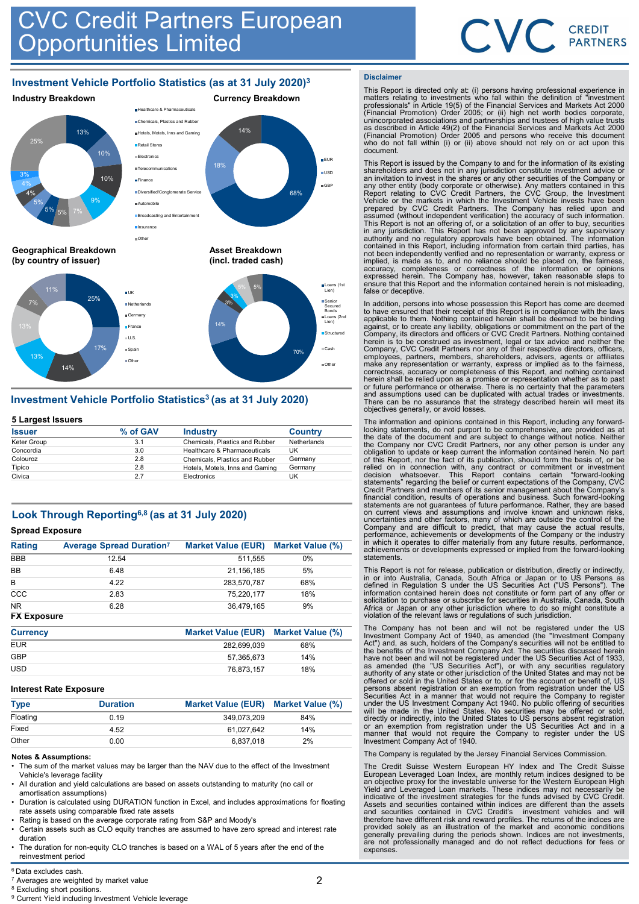# CVC Credit Partners European Opportunities Limited

## Investment Vehicle Portfolio Statistics (as at 31 July 2020)[3]

### Industry Breakdown

13%
10%
10%
9%
7%
5%
5%
4%
4%
3%
25%

Healthcare & Pharmaceuticals
Chemicals, Plastics and Rubber
Hotels, Motels, Inns and Gaming
Retail Stores
Electronics
Telecommunications
Finance
Diversified/Conglomerate Service
Automobile
Broadcasting and Entertainment
Insurance
Other

### Currency Breakdown

68%
18%
14%

EUR
USD
GBP

### Geographical Breakdown (by country of issuer)

25%
17%
14%
13%
13%
7%
11%

UK
Netherlands
Germany
France
U.S.
Spain
Other

### Asset Breakdown (incl. traded cash)

70%
14%
3%
3%
5%
5%

Loans (1st Lien)
Senior Secured Bonds
Loans (2nd Lien)
Structured
Cash
Other

## Investment Vehicle Portfolio Statistics[3] (as at 31 July 2020)

### 5 Largest Issuers

| Issuer | % of GAV | Industry | Country |
|---|---|---|---|
| Keter Group | 3.1 | Chemicals, Plastics and Rubber | Netherlands |
| Concordia | 3.0 | Healthcare & Pharmaceuticals | UK |
| Colouroz | 2.8 | Chemicals, Plastics and Rubber | Germany |
| Tipico | 2.8 | Hotels, Motels, Inns and Gaming | Germany |
| Civica | 2.7 | Electronics | UK |

## Look Through Reporting[6,8] (as at 31 July 2020)

### Spread Exposure

| Rating | Average Spread Duration[7] | Market Value (EUR) | Market Value (%) |
|---|---|---|---|
| BBB | 12.54 | 511,555 | 0% |
| BB | 6.48 | 21,156,185 | 5% |
| B | 4.22 | 283,570,787 | 68% |
| CCC | 2.83 | 75,220,177 | 18% |
| NR | 6.28 | 36,479,165 | 9% |

### FX Exposure

| Currency | Market Value (EUR) | Market Value (%) |
|---|---|---|
| EUR | 282,699,039 | 68% |
| GBP | 57,365,673 | 14% |
| USD | 76,873,157 | 18% |

### Interest Rate Exposure

| Type | Duration | Market Value (EUR) | Market Value (%) |
|---|---|---|---|
| Floating | 0.19 | 349,073,209 | 84% |
| Fixed | 4.52 | 61,027,642 | 14% |
| Other | 0.00 | 6,837,018 | 2% |

**Notes & Assumptions:**

- The sum of the market values may be larger than the NAV due to the effect of the Investment Vehicle's leverage facility
- All duration and yield calculations are based on assets outstanding to maturity (no call or amortisation assumptions)
- Duration is calculated using DURATION function in Excel, and includes approximations for floating rate assets using comparable fixed rate assets
- Rating is based on the average corporate rating from S&P and Moody's
- Certain assets such as CLO equity tranches are assumed to have zero spread and interest rate duration
- The duration for non-equity CLO tranches is based on a WAL of 5 years after the end of the reinvestment period

[6] Data excludes cash.
[7] Averages are weighted by market value
[8] Excluding short positions.
[9] Current Yield including Investment Vehicle leverage

## Disclaimer

This Report is directed only at: (i) persons having professional experience in matters relating to investments who fall within the definition of "investment professionals" in Article 19(5) of the Financial Services and Markets Act 2000 (Financial Promotion) Order 2005; or (ii) high net worth bodies corporate, unincorporated associations and partnerships and trustees of high value trusts as described in Article 49(2) of the Financial Services and Markets Act 2000 (Financial Promotion) Order 2005 and persons who receive this document who do not fall within (i) or (ii) above should not rely on or act upon this document.

This Report is issued by the Company to and for the information of its existing shareholders and does not in any jurisdiction constitute investment advice or an invitation to invest in the shares or any other securities of the Company or any other entity (body corporate or otherwise). Any matters contained in this Report relating to CVC Credit Partners, the CVC Group, the Investment Vehicle or the markets in which the Investment Vehicle invests have been prepared by CVC Credit Partners. The Company has relied upon and assumed (without independent verification) the accuracy of such information. This Report is not an offering of, or a solicitation of an offer to buy, securities in any jurisdiction. This Report has not been approved by any supervisory authority and no regulatory approvals have been obtained. The information contained in this Report, including information from certain third parties, has not been independently verified and no representation or warranty, express or implied, is made as to, and no reliance should be placed on, the fairness, accuracy, completeness or correctness of the information or opinions expressed herein. The Company has, however, taken reasonable steps to ensure that this Report and the information contained herein is not misleading, false or deceptive.

In addition, persons into whose possession this Report has come are deemed to have ensured that their receipt of this Report is in compliance with the laws applicable to them. Nothing contained herein shall be deemed to be binding against, or to create any liability, obligations or commitment on the part of the Company, its directors and officers or CVC Credit Partners. Nothing contained herein is to be construed as investment, legal or tax advice and neither the Company, CVC Credit Partners nor any of their respective directors, officers, employees, partners, members, shareholders, advisers, agents or affiliates make any representation or warranty, express or implied as to the fairness, correctness, accuracy or completeness of this Report, and nothing contained herein shall be relied upon as a promise or representation whether as to past or future performance or otherwise. There is no certainty that the parameters and assumptions used can be duplicated with actual trades or investments. There can be no assurance that the strategy described herein will meet its objectives generally, or avoid losses.

The information and opinions contained in this Report, including any forward-looking statements, do not purport to be comprehensive, are provided as at the date of the document and are subject to change without notice. Neither the Company nor CVC Credit Partners, nor any other person is under any obligation to update or keep current the information contained herein. No part of this Report, nor the fact of its publication, should form the basis of, or be relied on in connection with, any contract or commitment or investment decision whatsoever. This Report contains certain "forward-looking statements" regarding the belief or current expectations of the Company, CVC Credit Partners and members of its senior management about the Company's financial condition, results of operations and business. Such forward-looking statements are not guarantees of future performance. Rather, they are based on current views and assumptions and involve known and unknown risks, uncertainties and other factors, many of which are outside the control of the Company and are difficult to predict, that may cause the actual results, performance, achievements or developments of the Company or the industry in which it operates to differ materially from any future results, performance, achievements or developments expressed or implied from the forward-looking statements.

This Report is not for release, publication or distribution, directly or indirectly, in or into Australia, Canada, South Africa or Japan or to US Persons as defined in Regulation S under the US Securities Act ("US Persons"). The information contained herein does not constitute or form part of any offer or solicitation to purchase or subscribe for securities in Australia, Canada, South Africa or Japan or any other jurisdiction where to do so might constitute a violation of the relevant laws or regulations of such jurisdiction.

The Company has not been and will not be registered under the US Investment Company Act of 1940, as amended (the "Investment Company Act") and, as such, holders of the Company's securities will not be entitled to the benefits of the Investment Company Act. The securities discussed herein have not been and will not be registered under the US Securities Act of 1933, as amended (the "US Securities Act"), or with any securities regulatory authority of any state or other jurisdiction of the United States and may not be offered or sold in the United States or to, or for the account or benefit of, US persons absent registration or an exemption from registration under the US Securities Act in a manner that would not require the Company to register under the US Investment Company Act 1940. No public offering of securities will be made in the United States. No securities may be offered or sold, directly or indirectly, into the United States to US persons absent registration or an exemption from registration under the US Securities Act and in a manner that would not require the Company to register under the US Investment Company Act of 1940.

The Company is regulated by the Jersey Financial Services Commission.

The Credit Suisse Western European HY Index and The Credit Suisse European Leveraged Loan Index, are monthly return indices designed to be an objective proxy for the investable universe for the Western European High Yield and Leveraged Loan markets. These indices may not necessarily be indicative of the investment strategies for the funds advised by CVC Credit. Assets and securities contained within indices are different than the assets and securities contained in CVC Credit's investment vehicles and will therefore have different risk and reward profiles. The returns of the indices are provided solely as an illustration of the market and economic conditions generally prevailing during the periods shown. Indices are not investments, are not professionally managed and do not reflect deductions for fees or expenses.